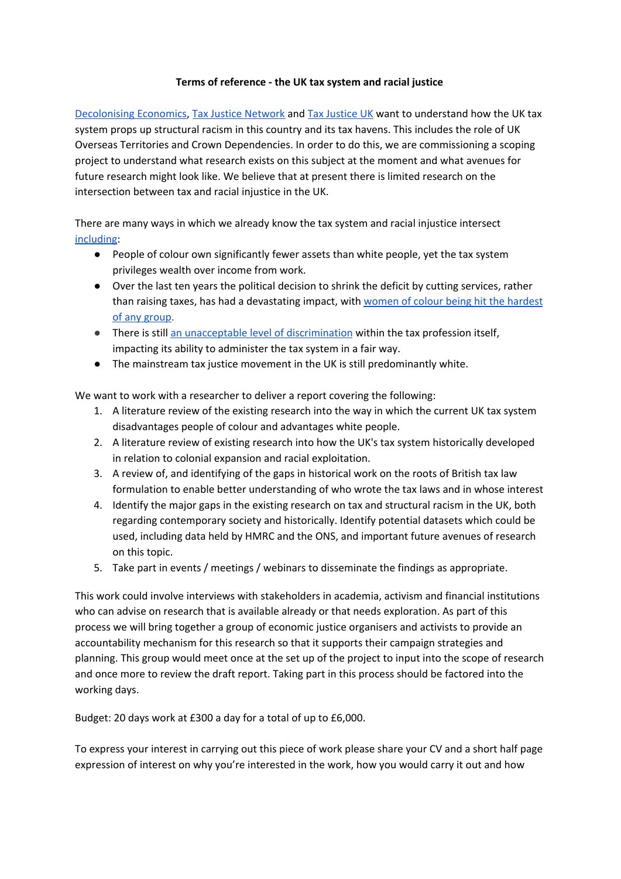**Terms of reference - the UK tax system and racial justice**

Decolonising Economics, Tax Justice Network and Tax Justice UK want to understand how the UK tax system props up structural racism in this country and its tax havens. This includes the role of UK Overseas Territories and Crown Dependencies. In order to do this, we are commissioning a scoping project to understand what research exists on this subject at the moment and what avenues for future research might look like. We believe that at present there is limited research on the intersection between tax and racial injustice in the UK.

There are many ways in which we already know the tax system and racial injustice intersect including:

- People of colour own significantly fewer assets than white people, yet the tax system privileges wealth over income from work.
- Over the last ten years the political decision to shrink the deficit by cutting services, rather than raising taxes, has had a devastating impact, with women of colour being hit the hardest of any group.
- There is still an unacceptable level of discrimination within the tax profession itself, impacting its ability to administer the tax system in a fair way.
- The mainstream tax justice movement in the UK is still predominantly white.

We want to work with a researcher to deliver a report covering the following:

1. A literature review of the existing research into the way in which the current UK tax system disadvantages people of colour and advantages white people.
2. A literature review of existing research into how the UK's tax system historically developed in relation to colonial expansion and racial exploitation.
3. A review of, and identifying of the gaps in historical work on the roots of British tax law formulation to enable better understanding of who wrote the tax laws and in whose interest
4. Identify the major gaps in the existing research on tax and structural racism in the UK, both regarding contemporary society and historically. Identify potential datasets which could be used, including data held by HMRC and the ONS, and important future avenues of research on this topic.
5. Take part in events / meetings / webinars to disseminate the findings as appropriate.

This work could involve interviews with stakeholders in academia, activism and financial institutions who can advise on research that is available already or that needs exploration. As part of this process we will bring together a group of economic justice organisers and activists to provide an accountability mechanism for this research so that it supports their campaign strategies and planning. This group would meet once at the set up of the project to input into the scope of research and once more to review the draft report. Taking part in this process should be factored into the working days.

Budget: 20 days work at £300 a day for a total of up to £6,000.

To express your interest in carrying out this piece of work please share your CV and a short half page expression of interest on why you're interested in the work, how you would carry it out and how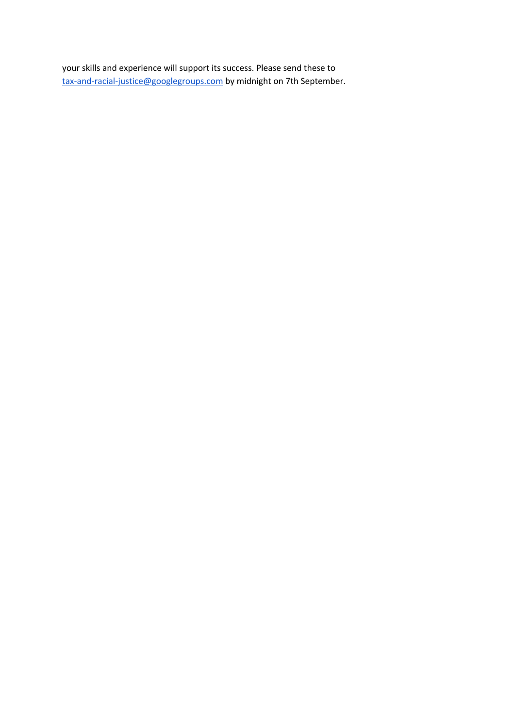your skills and experience will support its success. Please send these to [tax-and-racial-justice@googlegroups.com](mailto:tax-and-racial-justice@googlegroups.com) by midnight on 7th September.